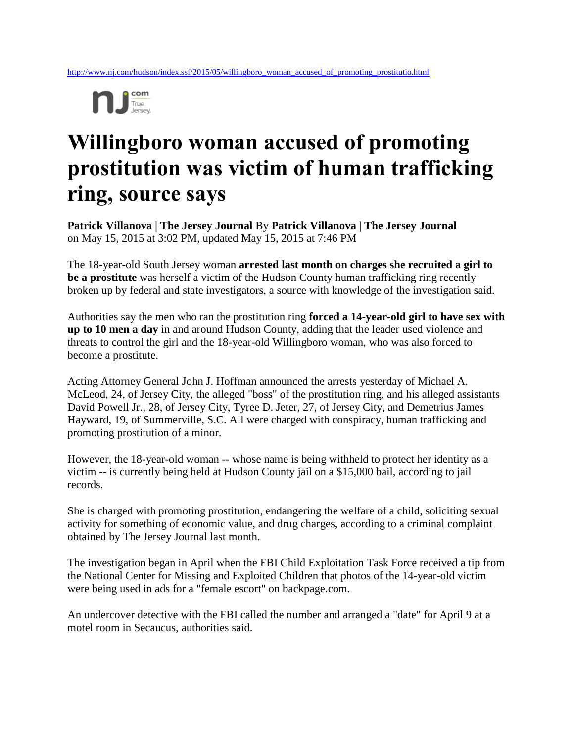http://www.nj.com/hudson/index.ssf/2015/05/willingboro_woman_accused_of_promoting_prostitutio.html

# Willingboro woman accused of promoting prostitution was victim of human trafficking ring, source says

**Patrick Villanova | The Jersey Journal** By **Patrick Villanova | The Jersey Journal** on May 15, 2015 at 3:02 PM, updated May 15, 2015 at 7:46 PM

The 18-year-old South Jersey woman **arrested last month on charges she recruited a girl to be a prostitute** was herself a victim of the Hudson County human trafficking ring recently broken up by federal and state investigators, a source with knowledge of the investigation said.

Authorities say the men who ran the prostitution ring **forced a 14-year-old girl to have sex with up to 10 men a day** in and around Hudson County, adding that the leader used violence and threats to control the girl and the 18-year-old Willingboro woman, who was also forced to become a prostitute.

Acting Attorney General John J. Hoffman announced the arrests yesterday of Michael A. McLeod, 24, of Jersey City, the alleged "boss" of the prostitution ring, and his alleged assistants David Powell Jr., 28, of Jersey City, Tyree D. Jeter, 27, of Jersey City, and Demetrius James Hayward, 19, of Summerville, S.C. All were charged with conspiracy, human trafficking and promoting prostitution of a minor.

However, the 18-year-old woman -- whose name is being withheld to protect her identity as a victim -- is currently being held at Hudson County jail on a $15,000 bail, according to jail records.

She is charged with promoting prostitution, endangering the welfare of a child, soliciting sexual activity for something of economic value, and drug charges, according to a criminal complaint obtained by The Jersey Journal last month.

The investigation began in April when the FBI Child Exploitation Task Force received a tip from the National Center for Missing and Exploited Children that photos of the 14-year-old victim were being used in ads for a "female escort" on backpage.com.

An undercover detective with the FBI called the number and arranged a "date" for April 9 at a motel room in Secaucus, authorities said.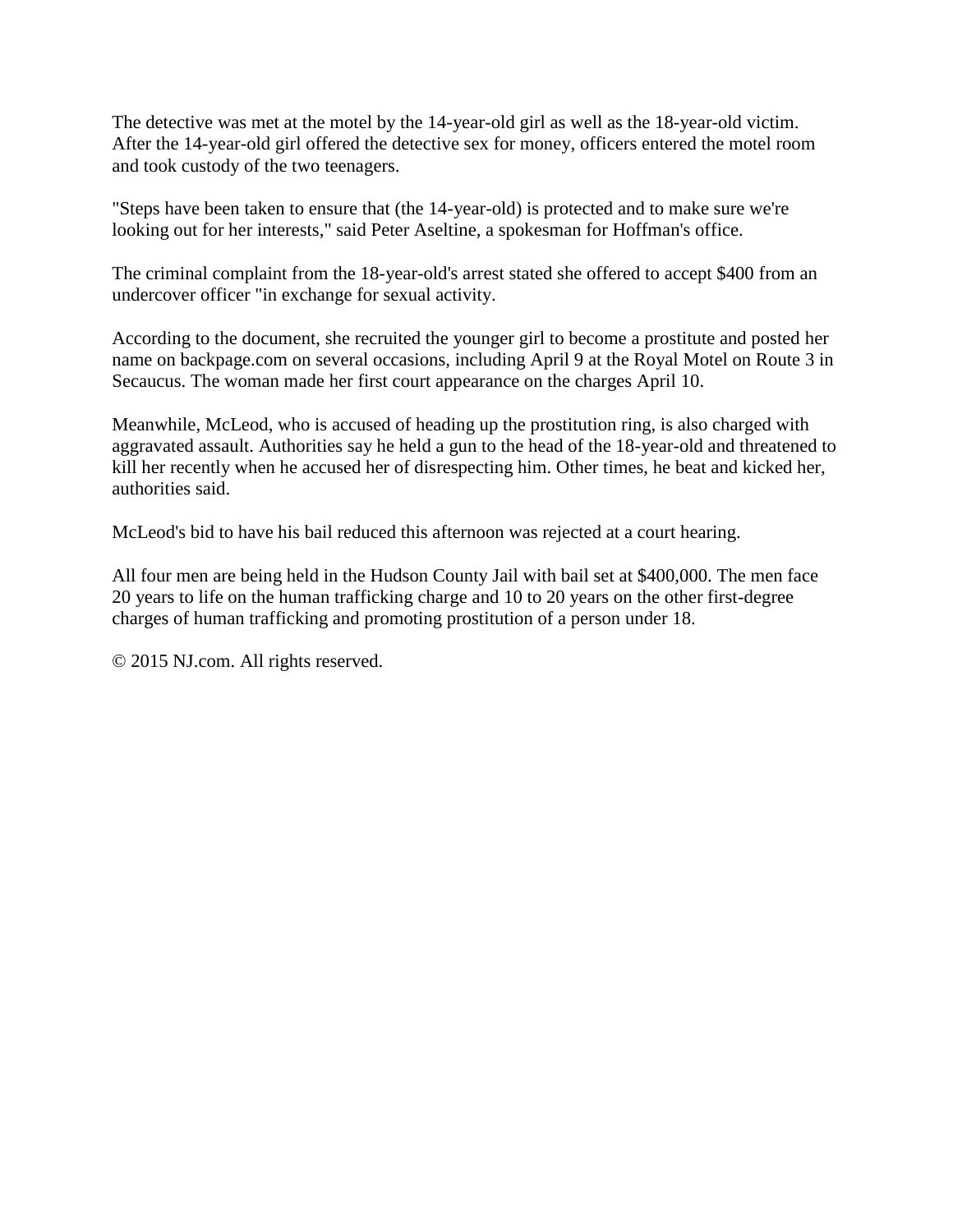The detective was met at the motel by the 14-year-old girl as well as the 18-year-old victim. After the 14-year-old girl offered the detective sex for money, officers entered the motel room and took custody of the two teenagers.

"Steps have been taken to ensure that (the 14-year-old) is protected and to make sure we're looking out for her interests," said Peter Aseltine, a spokesman for Hoffman's office.

The criminal complaint from the 18-year-old's arrest stated she offered to accept $400 from an undercover officer "in exchange for sexual activity.

According to the document, she recruited the younger girl to become a prostitute and posted her name on backpage.com on several occasions, including April 9 at the Royal Motel on Route 3 in Secaucus. The woman made her first court appearance on the charges April 10.

Meanwhile, McLeod, who is accused of heading up the prostitution ring, is also charged with aggravated assault. Authorities say he held a gun to the head of the 18-year-old and threatened to kill her recently when he accused her of disrespecting him. Other times, he beat and kicked her, authorities said.

McLeod's bid to have his bail reduced this afternoon was rejected at a court hearing.

All four men are being held in the Hudson County Jail with bail set at $400,000. The men face 20 years to life on the human trafficking charge and 10 to 20 years on the other first-degree charges of human trafficking and promoting prostitution of a person under 18.

© 2015 NJ.com. All rights reserved.